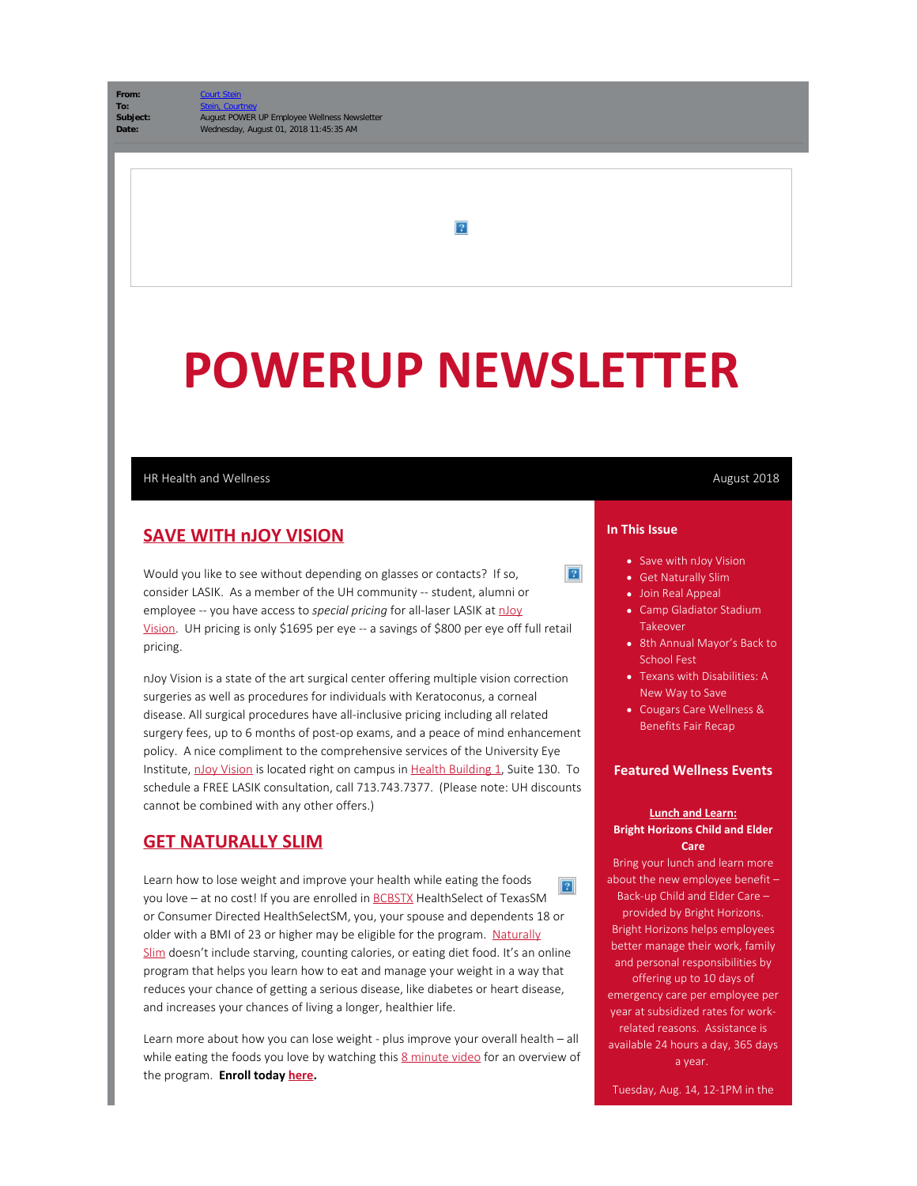**From:** Court Stein
**To:** Stein, Courtney
**Subject:** August POWER UP Employee Wellness Newsletter
**Date:** Wednesday, August 01, 2018 11:45:35 AM

# POWERUP NEWSLETTER

HR Health and Wellness August 2018

## SAVE WITH nJOY VISION

Would you like to see without depending on glasses or contacts? If so, consider LASIK. As a member of the UH community -- student, alumni or employee -- you have access to *special pricing* for all-laser LASIK at nJoy Vision. UH pricing is only $1695 per eye -- a savings of $800 per eye off full retail pricing.

nJoy Vision is a state of the art surgical center offering multiple vision correction surgeries as well as procedures for individuals with Keratoconus, a corneal disease. All surgical procedures have all-inclusive pricing including all related surgery fees, up to 6 months of post-op exams, and a peace of mind enhancement policy. A nice compliment to the comprehensive services of the University Eye Institute, nJoy Vision is located right on campus in Health Building 1, Suite 130. To schedule a FREE LASIK consultation, call 713.743.7377. (Please note: UH discounts cannot be combined with any other offers.)

## GET NATURALLY SLIM

Learn how to lose weight and improve your health while eating the foods you love – at no cost! If you are enrolled in BCBSTX HealthSelect of TexasSM or Consumer Directed HealthSelectSM, you, your spouse and dependents 18 or older with a BMI of 23 or higher may be eligible for the program. Naturally Slim doesn't include starving, counting calories, or eating diet food. It's an online program that helps you learn how to eat and manage your weight in a way that reduces your chance of getting a serious disease, like diabetes or heart disease, and increases your chances of living a longer, healthier life.

Learn more about how you can lose weight - plus improve your overall health – all while eating the foods you love by watching this 8 minute video for an overview of the program. **Enroll today here.**

### In This Issue

- Save with nJoy Vision
- Get Naturally Slim
- Join Real Appeal
- Camp Gladiator Stadium Takeover
- 8th Annual Mayor's Back to School Fest
- Texans with Disabilities: A New Way to Save
- Cougars Care Wellness & Benefits Fair Recap

### Featured Wellness Events

**Lunch and Learn:**
**Bright Horizons Child and Elder Care**

Bring your lunch and learn more about the new employee benefit – Back-up Child and Elder Care – provided by Bright Horizons. Bright Horizons helps employees better manage their work, family and personal responsibilities by offering up to 10 days of emergency care per employee per year at subsidized rates for work-related reasons. Assistance is available 24 hours a day, 365 days a year.

Tuesday, Aug. 14, 12-1PM in the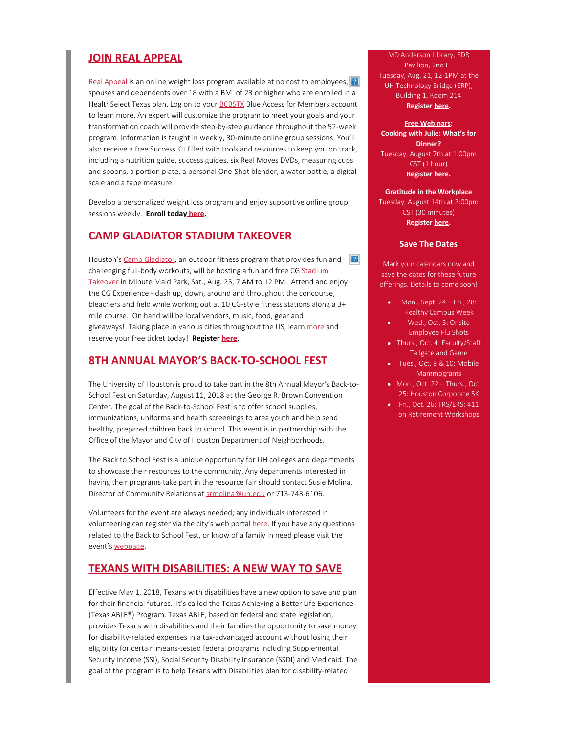## JOIN REAL APPEAL

Real Appeal is an online weight loss program available at no cost to employees, spouses and dependents over 18 with a BMI of 23 or higher who are enrolled in a HealthSelect Texas plan. Log on to your BCBSTX Blue Access for Members account to learn more. An expert will customize the program to meet your goals and your transformation coach will provide step-by-step guidance throughout the 52-week program. Information is taught in weekly, 30-minute online group sessions. You'll also receive a free Success Kit filled with tools and resources to keep you on track, including a nutrition guide, success guides, six Real Moves DVDs, measuring cups and spoons, a portion plate, a personal One-Shot blender, a water bottle, a digital scale and a tape measure.

Develop a personalized weight loss program and enjoy supportive online group sessions weekly. **Enroll today here.**

## CAMP GLADIATOR STADIUM TAKEOVER

Houston's Camp Gladiator, an outdoor fitness program that provides fun and challenging full-body workouts, will be hosting a fun and free CG Stadium Takeover in Minute Maid Park, Sat., Aug. 25, 7 AM to 12 PM. Attend and enjoy the CG Experience - dash up, down, around and throughout the concourse, bleachers and field while working out at 10 CG-style fitness stations along a 3+ mile course. On hand will be local vendors, music, food, gear and giveaways! Taking place in various cities throughout the US, learn more and reserve your free ticket today! **Register here**.

## 8TH ANNUAL MAYOR'S BACK-TO-SCHOOL FEST

The University of Houston is proud to take part in the 8th Annual Mayor's Back-to-School Fest on Saturday, August 11, 2018 at the George R. Brown Convention Center. The goal of the Back-to-School Fest is to offer school supplies, immunizations, uniforms and health screenings to area youth and help send healthy, prepared children back to school. This event is in partnership with the Office of the Mayor and City of Houston Department of Neighborhoods.

The Back to School Fest is a unique opportunity for UH colleges and departments to showcase their resources to the community. Any departments interested in having their programs take part in the resource fair should contact Susie Molina, Director of Community Relations at srmolina@uh.edu or 713-743-6106.

Volunteers for the event are always needed; any individuals interested in volunteering can register via the city's web portal here. If you have any questions related to the Back to School Fest, or know of a family in need please visit the event's webpage.

## TEXANS WITH DISABILITIES: A NEW WAY TO SAVE

Effective May 1, 2018, Texans with disabilities have a new option to save and plan for their financial futures. It's called the Texas Achieving a Better Life Experience (Texas ABLE®) Program. Texas ABLE, based on federal and state legislation, provides Texans with disabilities and their families the opportunity to save money for disability-related expenses in a tax-advantaged account without losing their eligibility for certain means-tested federal programs including Supplemental Security Income (SSI), Social Security Disability Insurance (SSDI) and Medicaid. The goal of the program is to help Texans with Disabilities plan for disability-related

MD Anderson Library, EDR Pavilion, 2nd Fl.
Tuesday, Aug. 21, 12-1PM at the UH Technology Bridge (ERP), Building 1, Room 214
**Register here.**

**Free Webinars:**
**Cooking with Julie: What's for Dinner?**
Tuesday, August 7th at 1:00pm CST (1 hour)
**Register here.**

**Gratitude in the Workplace**
Tuesday, August 14th at 2:00pm CST (30 minutes)
**Register here.**

### Save The Dates

Mark your calendars now and save the dates for these future offerings. Details to come soon!

- Mon., Sept. 24 – Fri., 28: Healthy Campus Week
- Wed., Oct. 3: Onsite Employee Flu Shots
- Thurs., Oct. 4: Faculty/Staff Tailgate and Game
- Tues., Oct. 9 & 10: Mobile Mammograms
- Mon., Oct. 22 – Thurs., Oct. 25: Houston Corporate 5K
- Fri., Oct. 26: TRS/ERS: 411 on Retirement Workshops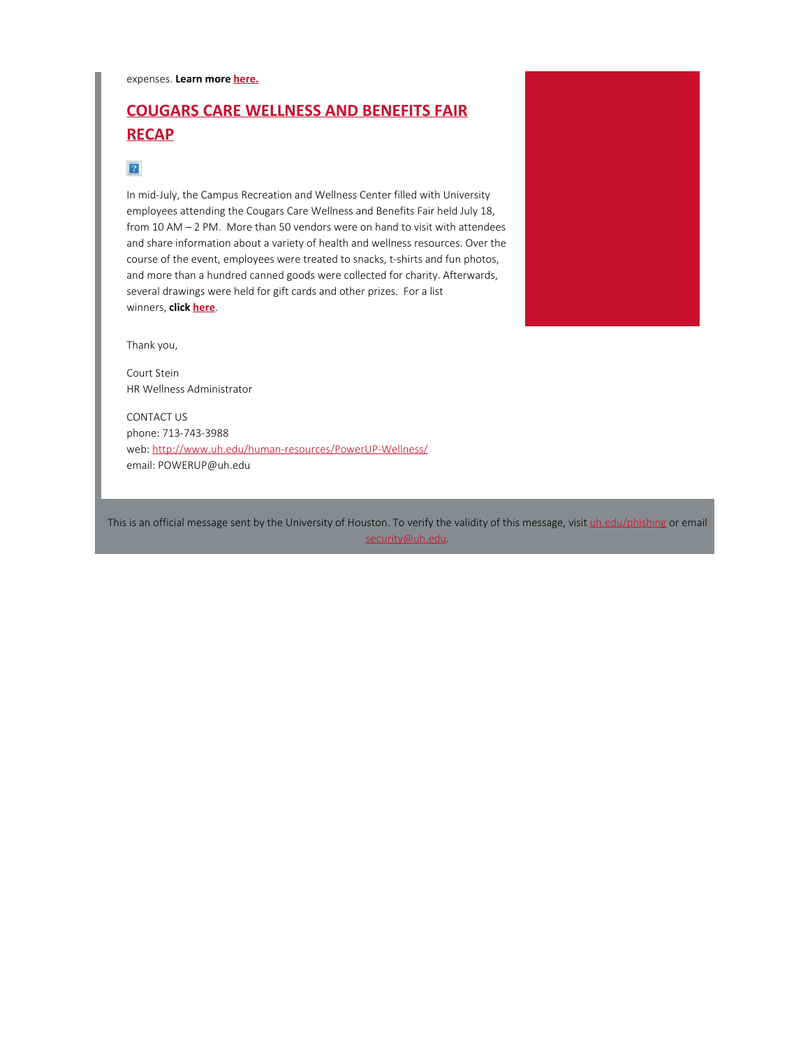expenses. **Learn more [here.](#)**

## [COUGARS CARE WELLNESS AND BENEFITS FAIR RECAP](#)

In mid-July, the Campus Recreation and Wellness Center filled with University employees attending the Cougars Care Wellness and Benefits Fair held July 18, from 10 AM – 2 PM. More than 50 vendors were on hand to visit with attendees and share information about a variety of health and wellness resources. Over the course of the event, employees were treated to snacks, t-shirts and fun photos, and more than a hundred canned goods were collected for charity. Afterwards, several drawings were held for gift cards and other prizes. For a list winners, **click [here](#)**.

Thank you,

Court Stein
HR Wellness Administrator

CONTACT US
phone: 713-743-3988
web: http://www.uh.edu/human-resources/PowerUP-Wellness/
email: POWERUP@uh.edu

This is an official message sent by the University of Houston. To verify the validity of this message, visit uh.edu/phishing or email security@uh.edu.